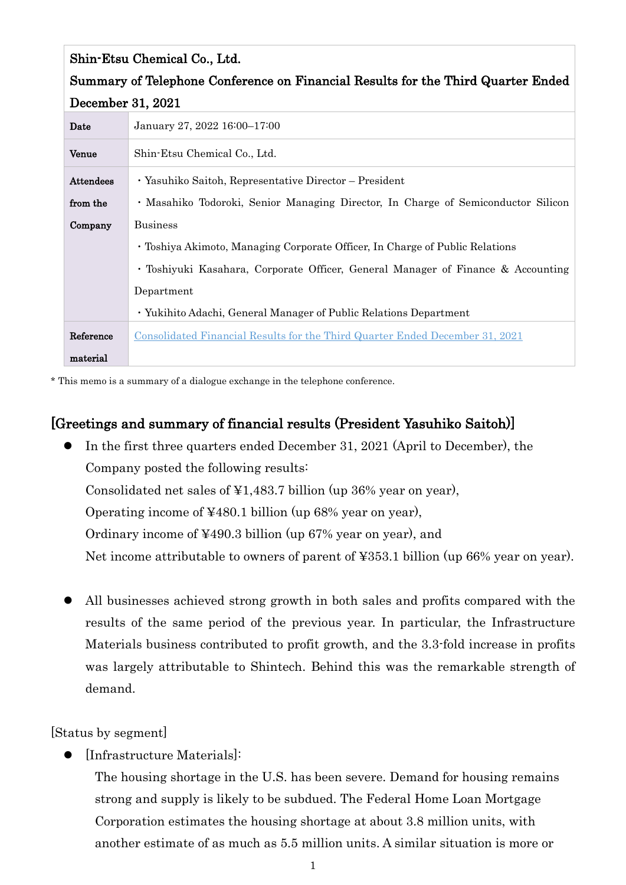| **Shin-Etsu Chemical Co., Ltd.**<br>**Summary of Telephone Conference on Financial Results for the Third Quarter Ended December 31, 2021** | |
|---|---|
| **Date** | January 27, 2022 16:00–17:00 |
| **Venue** | Shin-Etsu Chemical Co., Ltd. |
| **Attendees from the Company** | ・Yasuhiko Saitoh, Representative Director – President<br>・Masahiko Todoroki, Senior Managing Director, In Charge of Semiconductor Silicon Business<br>・Toshiya Akimoto, Managing Corporate Officer, In Charge of Public Relations<br>・Toshiyuki Kasahara, Corporate Officer, General Manager of Finance & Accounting Department<br>・Yukihito Adachi, General Manager of Public Relations Department |
| **Reference material** | [Consolidated Financial Results for the Third Quarter Ended December 31, 2021]() |

\* This memo is a summary of a dialogue exchange in the telephone conference.

## [Greetings and summary of financial results (President Yasuhiko Saitoh)]

- In the first three quarters ended December 31, 2021 (April to December), the Company posted the following results:
  Consolidated net sales of ¥1,483.7 billion (up 36% year on year),
  Operating income of ¥480.1 billion (up 68% year on year),
  Ordinary income of ¥490.3 billion (up 67% year on year), and
  Net income attributable to owners of parent of ¥353.1 billion (up 66% year on year).

- All businesses achieved strong growth in both sales and profits compared with the results of the same period of the previous year. In particular, the Infrastructure Materials business contributed to profit growth, and the 3.3-fold increase in profits was largely attributable to Shintech. Behind this was the remarkable strength of demand.

[Status by segment]

- [Infrastructure Materials]:
  The housing shortage in the U.S. has been severe. Demand for housing remains strong and supply is likely to be subdued. The Federal Home Loan Mortgage Corporation estimates the housing shortage at about 3.8 million units, with another estimate of as much as 5.5 million units. A similar situation is more or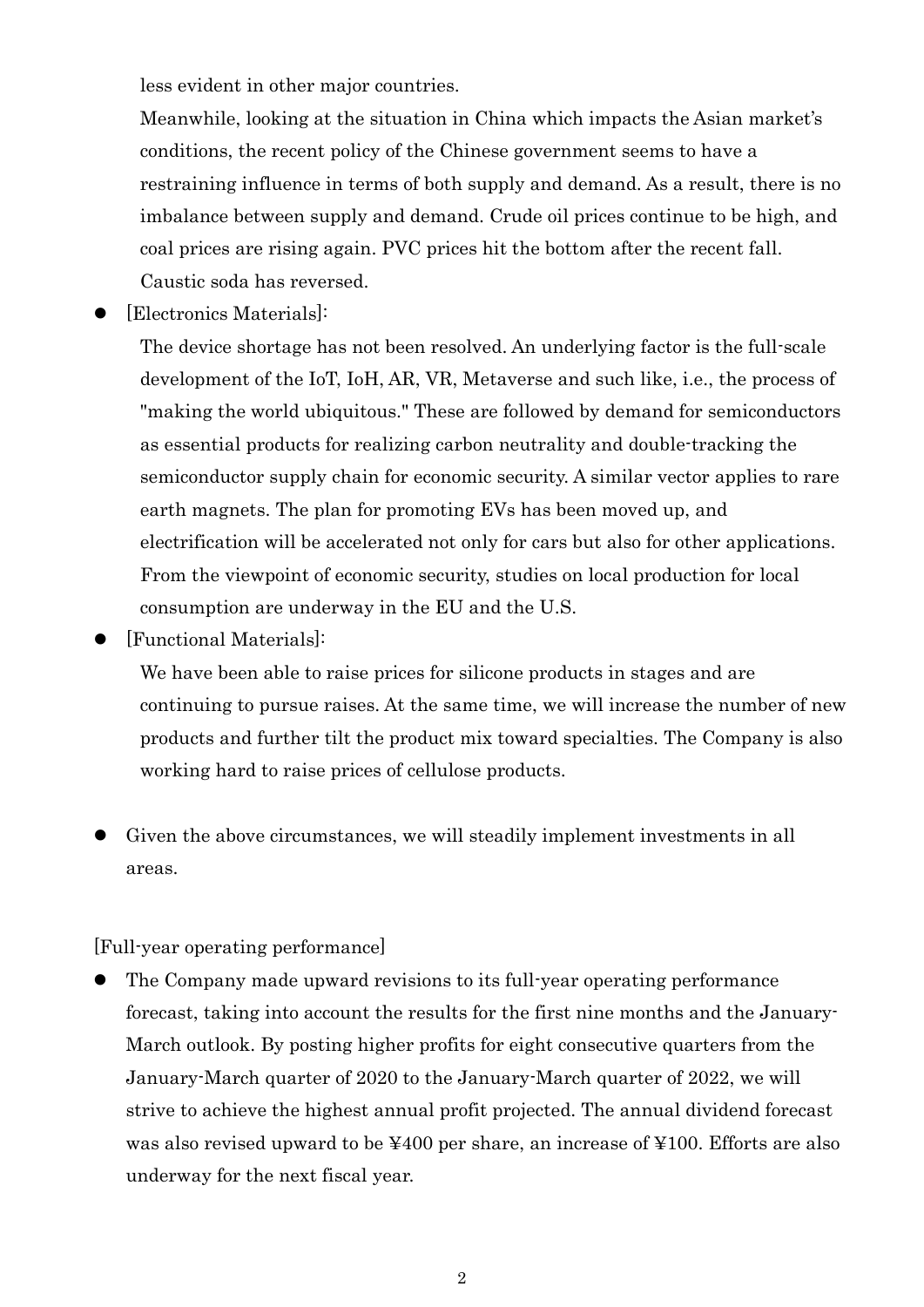less evident in other major countries.

Meanwhile, looking at the situation in China which impacts the Asian market's conditions, the recent policy of the Chinese government seems to have a restraining influence in terms of both supply and demand. As a result, there is no imbalance between supply and demand. Crude oil prices continue to be high, and coal prices are rising again. PVC prices hit the bottom after the recent fall. Caustic soda has reversed.

- [Electronics Materials]:

  The device shortage has not been resolved. An underlying factor is the full-scale development of the IoT, IoH, AR, VR, Metaverse and such like, i.e., the process of "making the world ubiquitous." These are followed by demand for semiconductors as essential products for realizing carbon neutrality and double-tracking the semiconductor supply chain for economic security. A similar vector applies to rare earth magnets. The plan for promoting EVs has been moved up, and electrification will be accelerated not only for cars but also for other applications. From the viewpoint of economic security, studies on local production for local consumption are underway in the EU and the U.S.

- [Functional Materials]:

  We have been able to raise prices for silicone products in stages and are continuing to pursue raises. At the same time, we will increase the number of new products and further tilt the product mix toward specialties. The Company is also working hard to raise prices of cellulose products.

- Given the above circumstances, we will steadily implement investments in all areas.

[Full-year operating performance]

- The Company made upward revisions to its full-year operating performance forecast, taking into account the results for the first nine months and the January-March outlook. By posting higher profits for eight consecutive quarters from the January-March quarter of 2020 to the January-March quarter of 2022, we will strive to achieve the highest annual profit projected. The annual dividend forecast was also revised upward to be ¥400 per share, an increase of ¥100. Efforts are also underway for the next fiscal year.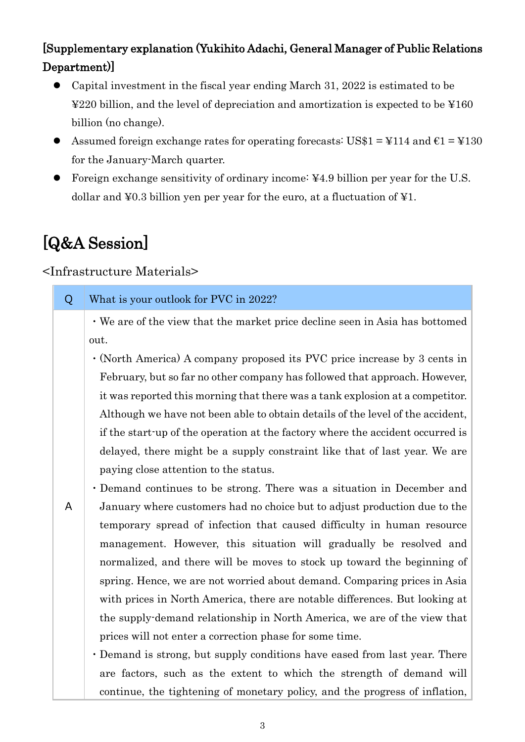**[Supplementary explanation (Yukihito Adachi, General Manager of Public Relations Department)]**

- Capital investment in the fiscal year ending March 31, 2022 is estimated to be ¥220 billion, and the level of depreciation and amortization is expected to be ¥160 billion (no change).
- Assumed foreign exchange rates for operating forecasts: US$1 = ¥114 and €1 = ¥130 for the January-March quarter.
- Foreign exchange sensitivity of ordinary income: ¥4.9 billion per year for the U.S. dollar and ¥0.3 billion yen per year for the euro, at a fluctuation of ¥1.

# [Q&A Session]

<Infrastructure Materials>

| Q | What is your outlook for PVC in 2022? |
| --- | --- |
| A | ・We are of the view that the market price decline seen in Asia has bottomed out.<br>・(North America) A company proposed its PVC price increase by 3 cents in February, but so far no other company has followed that approach. However, it was reported this morning that there was a tank explosion at a competitor. Although we have not been able to obtain details of the level of the accident, if the start-up of the operation at the factory where the accident occurred is delayed, there might be a supply constraint like that of last year. We are paying close attention to the status.<br>・Demand continues to be strong. There was a situation in December and January where customers had no choice but to adjust production due to the temporary spread of infection that caused difficulty in human resource management. However, this situation will gradually be resolved and normalized, and there will be moves to stock up toward the beginning of spring. Hence, we are not worried about demand. Comparing prices in Asia with prices in North America, there are notable differences. But looking at the supply-demand relationship in North America, we are of the view that prices will not enter a correction phase for some time.<br>・Demand is strong, but supply conditions have eased from last year. There are factors, such as the extent to which the strength of demand will continue, the tightening of monetary policy, and the progress of inflation, |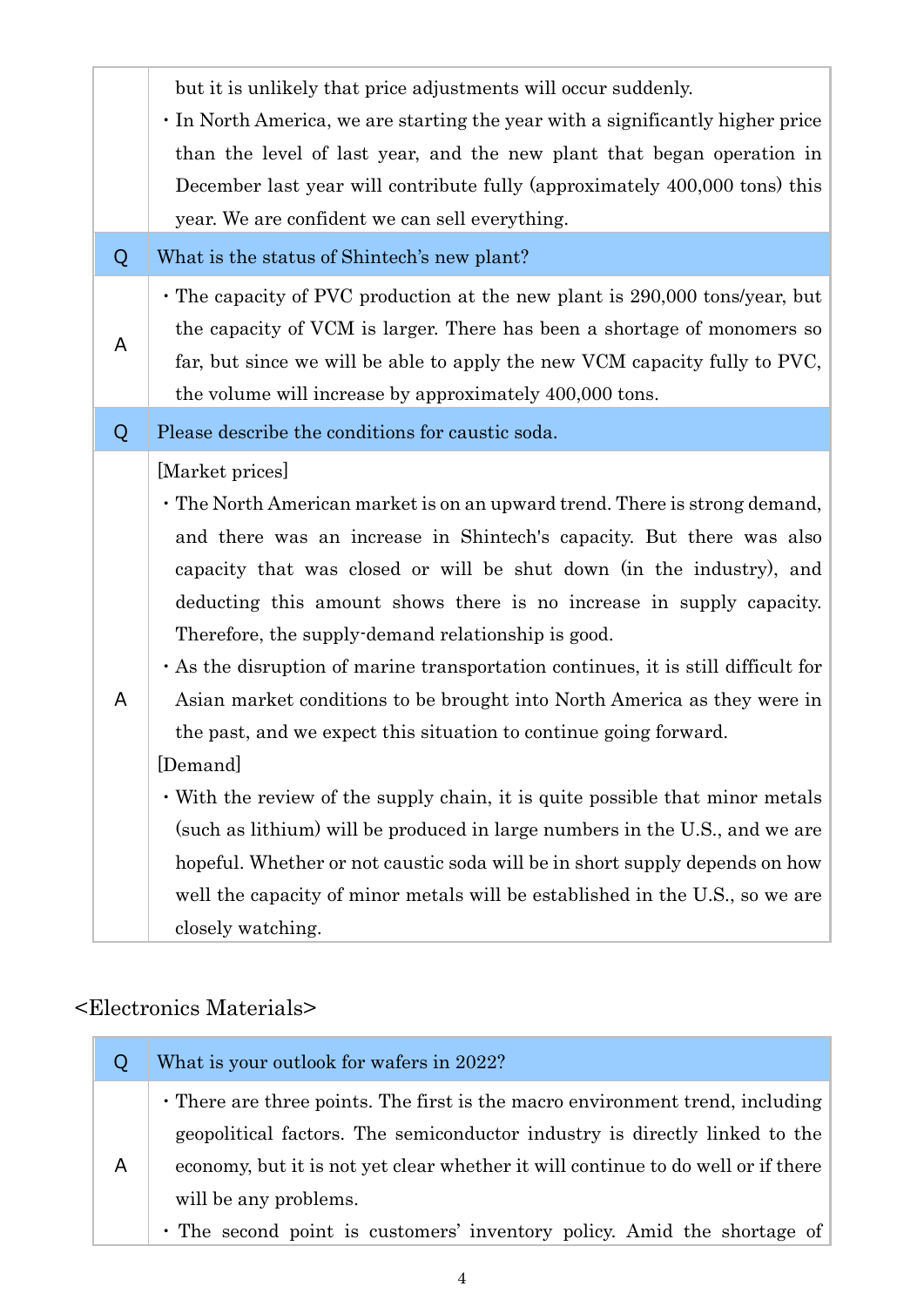| | |
|---|---|
| | but it is unlikely that price adjustments will occur suddenly.<br>・In North America, we are starting the year with a significantly higher price than the level of last year, and the new plant that began operation in December last year will contribute fully (approximately 400,000 tons) this year. We are confident we can sell everything. |
| Q | What is the status of Shintech's new plant? |
| A | ・The capacity of PVC production at the new plant is 290,000 tons/year, but the capacity of VCM is larger. There has been a shortage of monomers so far, but since we will be able to apply the new VCM capacity fully to PVC, the volume will increase by approximately 400,000 tons. |
| Q | Please describe the conditions for caustic soda. |
| A | [Market prices]<br>・The North American market is on an upward trend. There is strong demand, and there was an increase in Shintech's capacity. But there was also capacity that was closed or will be shut down (in the industry), and deducting this amount shows there is no increase in supply capacity. Therefore, the supply-demand relationship is good.<br>・As the disruption of marine transportation continues, it is still difficult for Asian market conditions to be brought into North America as they were in the past, and we expect this situation to continue going forward.<br>[Demand]<br>・With the review of the supply chain, it is quite possible that minor metals (such as lithium) will be produced in large numbers in the U.S., and we are hopeful. Whether or not caustic soda will be in short supply depends on how well the capacity of minor metals will be established in the U.S., so we are closely watching. |

<Electronics Materials>

| | |
|---|---|
| Q | What is your outlook for wafers in 2022? |
| A | ・There are three points. The first is the macro environment trend, including geopolitical factors. The semiconductor industry is directly linked to the economy, but it is not yet clear whether it will continue to do well or if there will be any problems.<br>・The second point is customers' inventory policy. Amid the shortage of |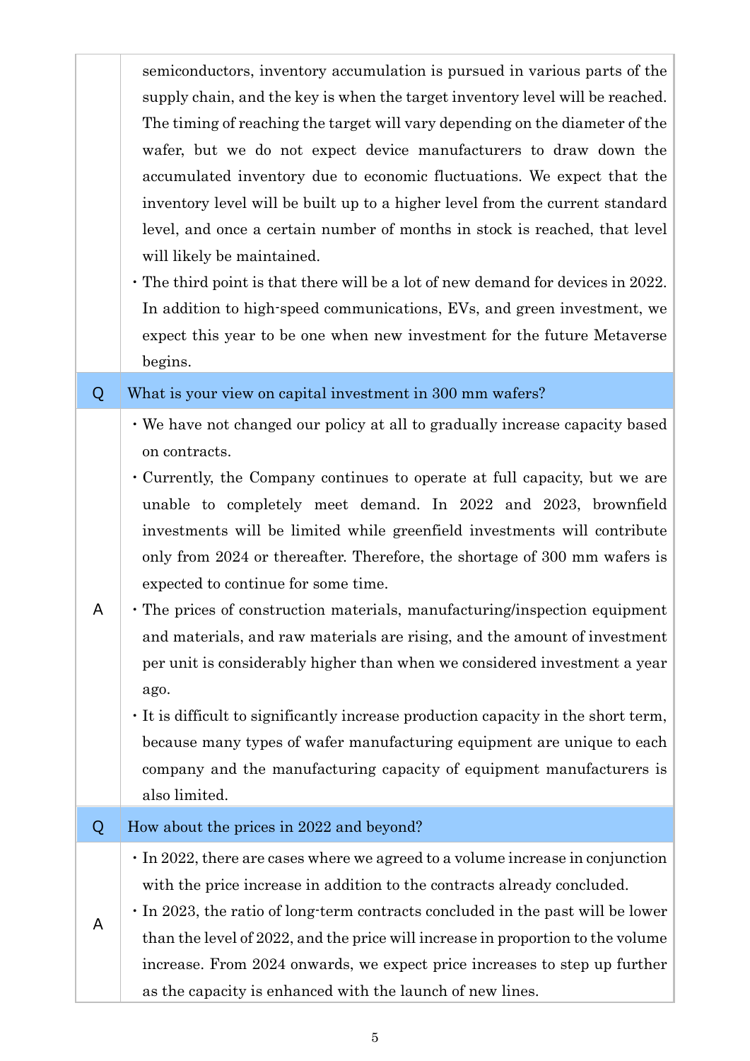| | |
|---|---|
| | semiconductors, inventory accumulation is pursued in various parts of the supply chain, and the key is when the target inventory level will be reached. The timing of reaching the target will vary depending on the diameter of the wafer, but we do not expect device manufacturers to draw down the accumulated inventory due to economic fluctuations. We expect that the inventory level will be built up to a higher level from the current standard level, and once a certain number of months in stock is reached, that level will likely be maintained.<br>・The third point is that there will be a lot of new demand for devices in 2022. In addition to high-speed communications, EVs, and green investment, we expect this year to be one when new investment for the future Metaverse begins. |
| Q | What is your view on capital investment in 300 mm wafers? |
| A | ・We have not changed our policy at all to gradually increase capacity based on contracts.<br>・Currently, the Company continues to operate at full capacity, but we are unable to completely meet demand. In 2022 and 2023, brownfield investments will be limited while greenfield investments will contribute only from 2024 or thereafter. Therefore, the shortage of 300 mm wafers is expected to continue for some time.<br>・The prices of construction materials, manufacturing/inspection equipment and materials, and raw materials are rising, and the amount of investment per unit is considerably higher than when we considered investment a year ago.<br>・It is difficult to significantly increase production capacity in the short term, because many types of wafer manufacturing equipment are unique to each company and the manufacturing capacity of equipment manufacturers is also limited. |
| Q | How about the prices in 2022 and beyond? |
| A | ・In 2022, there are cases where we agreed to a volume increase in conjunction with the price increase in addition to the contracts already concluded.<br>・In 2023, the ratio of long-term contracts concluded in the past will be lower than the level of 2022, and the price will increase in proportion to the volume increase. From 2024 onwards, we expect price increases to step up further as the capacity is enhanced with the launch of new lines. |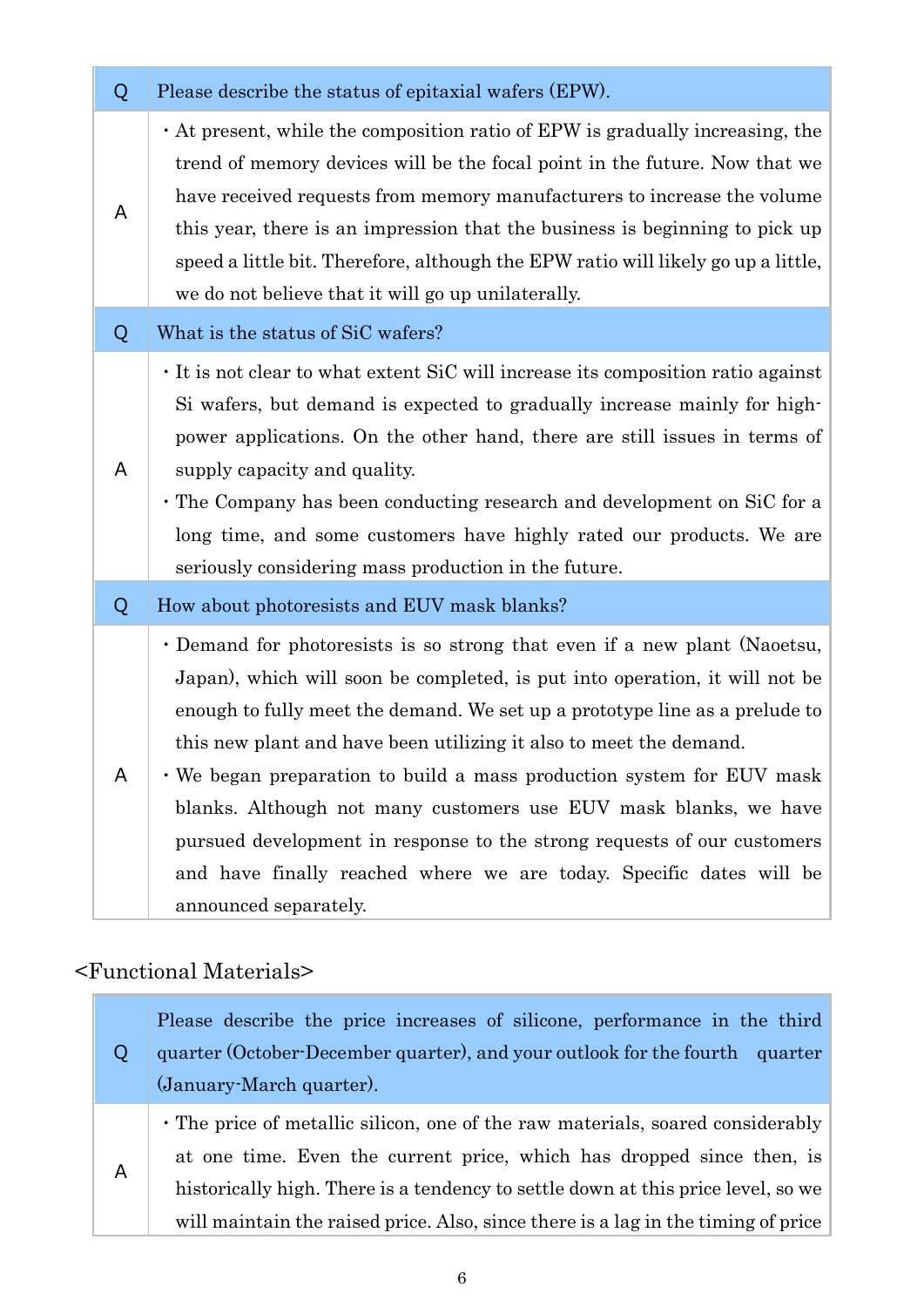| Q | Please describe the status of epitaxial wafers (EPW). |
|---|---|
| A | ・At present, while the composition ratio of EPW is gradually increasing, the trend of memory devices will be the focal point in the future. Now that we have received requests from memory manufacturers to increase the volume this year, there is an impression that the business is beginning to pick up speed a little bit. Therefore, although the EPW ratio will likely go up a little, we do not believe that it will go up unilaterally. |
| Q | What is the status of SiC wafers? |
| A | ・It is not clear to what extent SiC will increase its composition ratio against Si wafers, but demand is expected to gradually increase mainly for high-power applications. On the other hand, there are still issues in terms of supply capacity and quality.<br>・The Company has been conducting research and development on SiC for a long time, and some customers have highly rated our products. We are seriously considering mass production in the future. |
| Q | How about photoresists and EUV mask blanks? |
| A | ・Demand for photoresists is so strong that even if a new plant (Naoetsu, Japan), which will soon be completed, is put into operation, it will not be enough to fully meet the demand. We set up a prototype line as a prelude to this new plant and have been utilizing it also to meet the demand.<br>・We began preparation to build a mass production system for EUV mask blanks. Although not many customers use EUV mask blanks, we have pursued development in response to the strong requests of our customers and have finally reached where we are today. Specific dates will be announced separately. |

## <Functional Materials>

| Q | Please describe the price increases of silicone, performance in the third quarter (October-December quarter), and your outlook for the fourth quarter (January-March quarter). |
|---|---|
| A | ・The price of metallic silicon, one of the raw materials, soared considerably at one time. Even the current price, which has dropped since then, is historically high. There is a tendency to settle down at this price level, so we will maintain the raised price. Also, since there is a lag in the timing of price |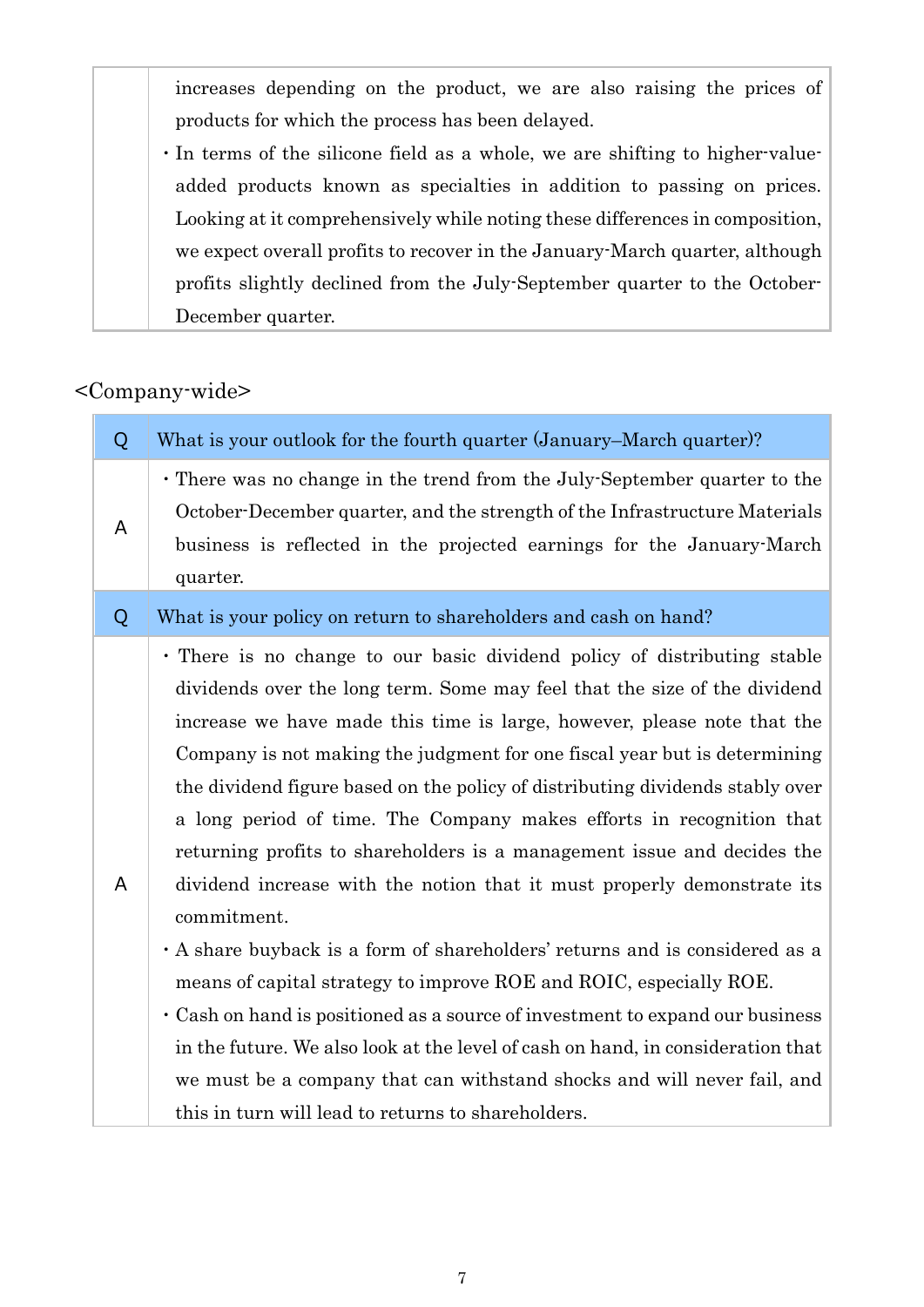| | |
|---|---|
| | increases depending on the product, we are also raising the prices of products for which the process has been delayed.<br>・In terms of the silicone field as a whole, we are shifting to higher-value-added products known as specialties in addition to passing on prices. Looking at it comprehensively while noting these differences in composition, we expect overall profits to recover in the January-March quarter, although profits slightly declined from the July-September quarter to the October-December quarter. |

<Company-wide>

| | |
|---|---|
| Q | What is your outlook for the fourth quarter (January–March quarter)? |
| A | ・There was no change in the trend from the July-September quarter to the October-December quarter, and the strength of the Infrastructure Materials business is reflected in the projected earnings for the January-March quarter. |
| Q | What is your policy on return to shareholders and cash on hand? |
| A | ・There is no change to our basic dividend policy of distributing stable dividends over the long term. Some may feel that the size of the dividend increase we have made this time is large, however, please note that the Company is not making the judgment for one fiscal year but is determining the dividend figure based on the policy of distributing dividends stably over a long period of time. The Company makes efforts in recognition that returning profits to shareholders is a management issue and decides the dividend increase with the notion that it must properly demonstrate its commitment.<br>・A share buyback is a form of shareholders' returns and is considered as a means of capital strategy to improve ROE and ROIC, especially ROE.<br>・Cash on hand is positioned as a source of investment to expand our business in the future. We also look at the level of cash on hand, in consideration that we must be a company that can withstand shocks and will never fail, and this in turn will lead to returns to shareholders. |